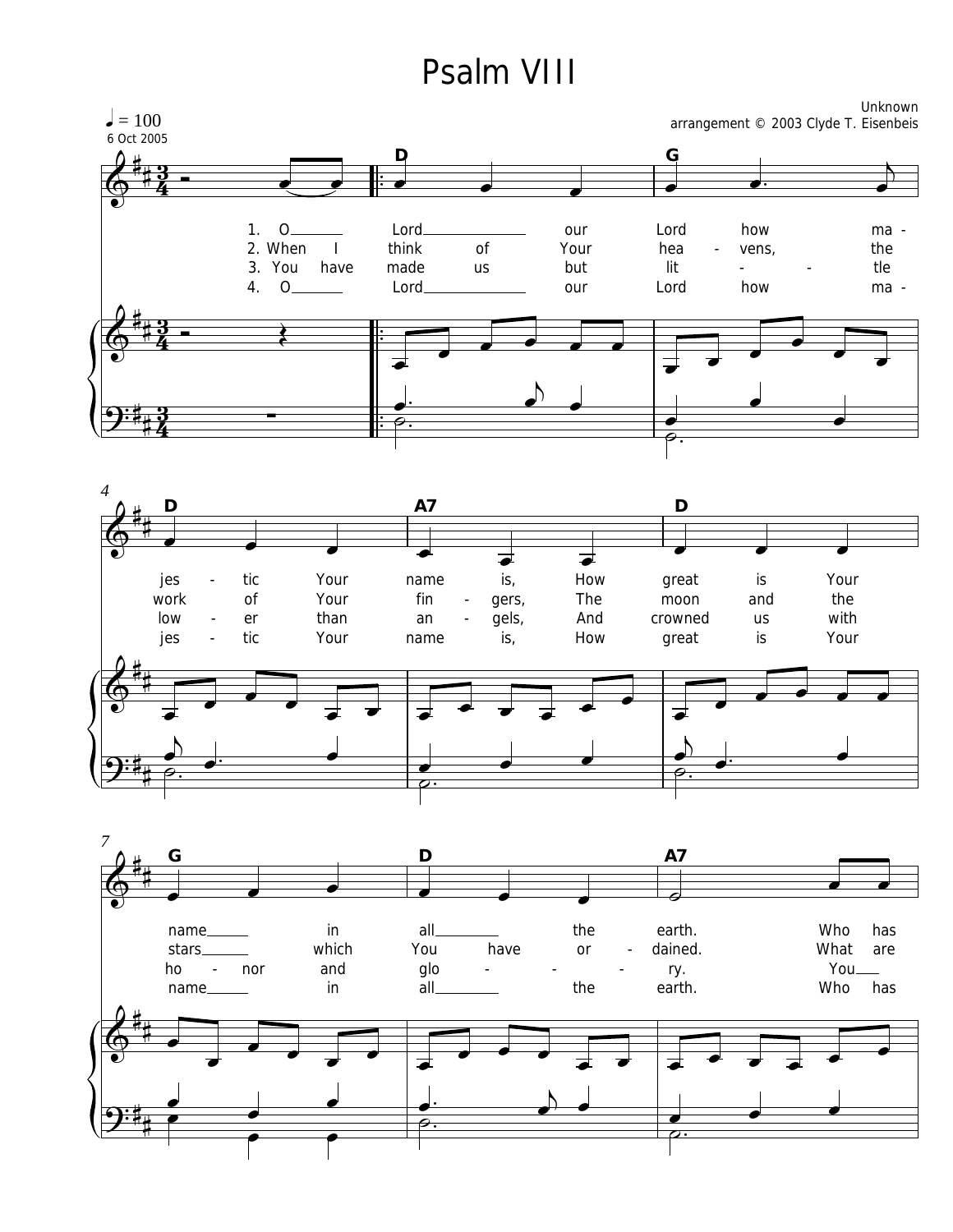# Psalm VIII

Unknown
arrangement © 2003 Clyde T. Eisenbeis

♩ = 100
6 Oct 2005

D G D A7 D G D A7

1. O Lord our Lord how ma - jes - tic Your name is, How great is Your name in all the earth. Who has
2. When I think of Your hea - vens, the work of Your fin - gers, The moon and the stars which You have or - dained. What are
3. You have made us but lit - tle low - er than an - gels, And crowned us with ho - nor and glo - ry. You
4. O Lord our Lord how ma - jes - tic Your name is, How great is Your name in all the earth. Who has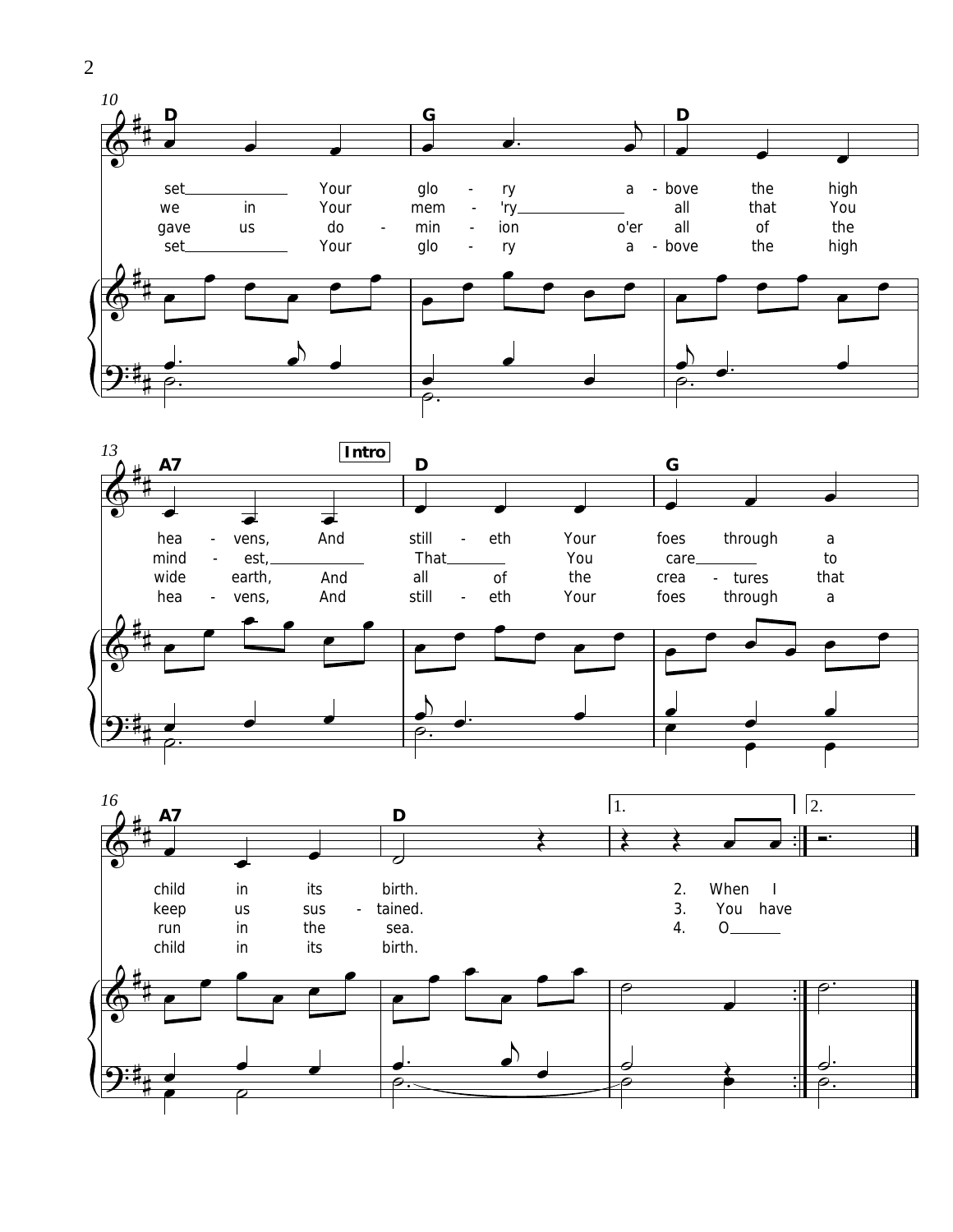10

D G D A7 **Intro** D G A7 D

1. set___ Your glo - ry a - bove the high hea - vens, And still - eth Your foes through a child in its birth.

2. we in Your mem - 'ry___ all that You mind - est,___ That___ You care___ to keep us sus - tained.

3. gave us do - min - ion o'er all of the wide earth, And all of the crea - tures that run in the sea.

4. set___ Your glo - ry a - bove the high hea - vens, And still - eth Your foes through a child in its birth.

1. 2. When I

3. You have

4. O___

2.